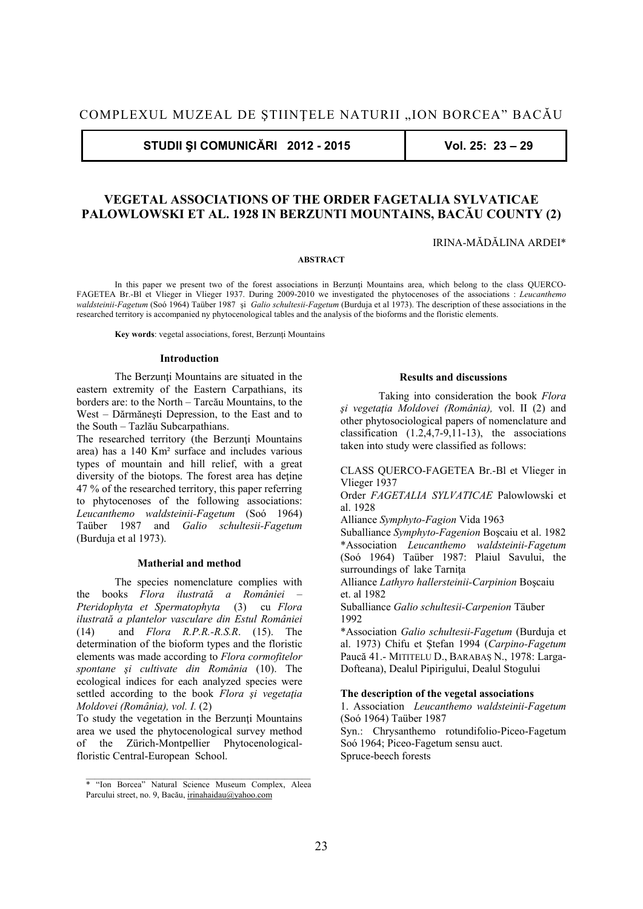COMPLEXUL MUZEAL DE ŞTIINŢELE NATURII „ION BORCEA" BACĂU

STUDII ŞI COMUNICĂRI 2012 - 2015 | Vol. 25: 23 – 29

# VEGETAL ASSOCIATIONS OF THE ORDER FAGETALIA SYLVATICAE PALOWLOWSKI ET AL. 1928 IN BERZUNTI MOUNTAINS, BACĂU COUNTY (2)

IRINA-MĂDĂLINA ARDEI*

**ABSTRACT**

In this paper we present two of the forest associations in Berzunţi Mountains area, which belong to the class QUERCO-FAGETEA Br.-Bl et Vlieger in Vlieger 1937. During 2009-2010 we investigated the phytocenoses of the associations : *Leucanthemo waldsteinii-Fagetum* (Soó 1964) Taüber 1987 şi *Galio schultesii-Fagetum* (Burduja et al 1973). The description of these associations in the researched territory is accompanied ny phytocenological tables and the analysis of the bioforms and the floristic elements.

**Key words**: vegetal associations, forest, Berzunţi Mountains

## Introduction

The Berzunţi Mountains are situated in the eastern extremity of the Eastern Carpathians, its borders are: to the North – Tarcău Mountains, to the West – Dărmăneşti Depression, to the East and to the South – Tazlău Subcarpathians.

The researched territory (the Berzunţi Mountains area) has a 140 Km² surface and includes various types of mountain and hill relief, with a great diversity of the biotops. The forest area has deţine 47 % of the researched territory, this paper referring to phytocenoses of the following associations: *Leucanthemo waldsteinii-Fagetum* (Soó 1964) Taüber 1987 and *Galio schultesii-Fagetum* (Burduja et al 1973).

## Matherial and method

The species nomenclature complies with the books *Flora ilustrată a României – Pteridophyta et Spermatophyta* (3) cu *Flora ilustrată a plantelor vasculare din Estul României* (14) and *Flora R.P.R.-R.S.R.* (15). The determination of the bioform types and the floristic elements was made according to *Flora cormofitelor spontane şi cultivate din România* (10). The ecological indices for each analyzed species were settled according to the book *Flora şi vegetaţia Moldovei (România), vol. I.* (2)

To study the vegetation in the Berzunţi Mountains area we used the phytocenological survey method of the Zürich-Montpellier Phytocenological-floristic Central-European School.

## Results and discussions

Taking into consideration the book *Flora şi vegetaţia Moldovei (România),* vol. II (2) and other phytosociological papers of nomenclature and classification (1.2,4,7-9,11-13), the associations taken into study were classified as follows:

CLASS QUERCO-FAGETEA Br.-Bl et Vlieger in Vlieger 1937

Order *FAGETALIA SYLVATICAE* Palowlowski et al. 1928

Alliance *Symphyto-Fagion* Vida 1963

Suballiance *Symphyto-Fagenion* Boşcaiu et al. 1982

*Association *Leucanthemo waldsteinii-Fagetum* (Soó 1964) Taüber 1987: Plaiul Savului, the surroundings of lake Tarniţa

Alliance *Lathyro hallersteinii-Carpinion* Boşcaiu et. al 1982

Suballiance *Galio schultesii-Carpenion* Täuber 1992

*Association *Galio schultesii-Fagetum* (Burduja et al. 1973) Chifu et Ştefan 1994 (*Carpino-Fagetum* Paucă 41.- MITITELU D., BARABAŞ N., 1978: Larga-Dofteana), Dealul Pipirigului, Dealul Stogului

### The description of the vegetal associations

1. Association *Leucanthemo waldsteinii-Fagetum* (Soó 1964) Taüber 1987

Syn.: Chrysanthemo rotundifolio-Piceo-Fagetum Soó 1964; Piceo-Fagetum sensu auct.

Spruce-beech forests

---

* "Ion Borcea" Natural Science Museum Complex, Aleea Parcului street, no. 9, Bacău, irinahaidau@yahoo.com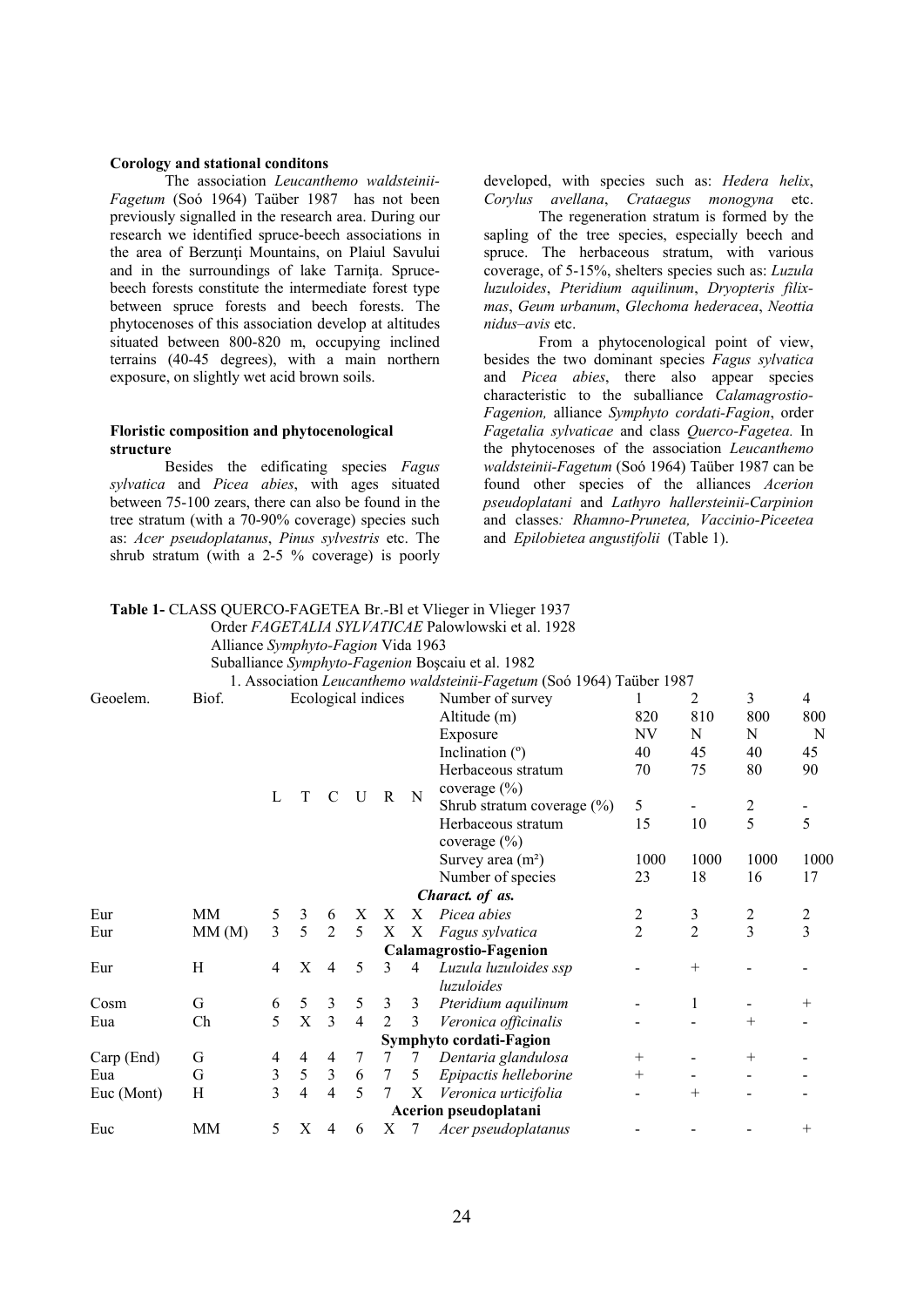**Corology and stational conditons**

The association *Leucanthemo waldsteinii-Fagetum* (Soó 1964) Taüber 1987 has not been previously signalled in the research area. During our research we identified spruce-beech associations in the area of Berzunţi Mountains, on Plaiul Savului and in the surroundings of lake Tarniţa. Spruce-beech forests constitute the intermediate forest type between spruce forests and beech forests. The phytocenoses of this association develop at altitudes situated between 800-820 m, occupying inclined terrains (40-45 degrees), with a main northern exposure, on slightly wet acid brown soils.

**Floristic composition and phytocenological structure**

Besides the edificating species *Fagus sylvatica* and *Picea abies*, with ages situated between 75-100 zears, there can also be found in the tree stratum (with a 70-90% coverage) species such as: *Acer pseudoplatanus*, *Pinus sylvestris* etc. The shrub stratum (with a 2-5 % coverage) is poorly developed, with species such as: *Hedera helix*, *Corylus avellana*, *Crataegus monogyna* etc.

The regeneration stratum is formed by the sapling of the tree species, especially beech and spruce. The herbaceous stratum, with various coverage, of 5-15%, shelters species such as: *Luzula luzuloides*, *Pteridium aquilinum*, *Dryopteris filix-mas*, *Geum urbanum*, *Glechoma hederacea*, *Neottia nidus–avis* etc.

From a phytocenological point of view, besides the two dominant species *Fagus sylvatica* and *Picea abies*, there also appear species characteristic to the suballiance *Calamagrostio-Fagenion,* alliance *Symphyto cordati-Fagion*, order *Fagetalia sylvaticae* and class *Querco-Fagetea.* In the phytocenoses of the association *Leucanthemo waldsteinii-Fagetum* (Soó 1964) Taüber 1987 can be found other species of the alliances *Acerion pseudoplatani* and *Lathyro hallersteinii-Carpinion* and classes*: Rhamno-Prunetea, Vaccinio-Piceetea* and *Epilobietea angustifolii* (Table 1).

**Table 1-** CLASS QUERCO-FAGETEA Br.-Bl et Vlieger in Vlieger 1937
Order *FAGETALIA SYLVATICAE* Palowlowski et al. 1928
Alliance *Symphyto-Fagion* Vida 1963
Suballiance *Symphyto-Fagenion* Boşcaiu et al. 1982
1. Association *Leucanthemo waldsteinii-Fagetum* (Soó 1964) Taüber 1987

| Geoelem. | Biof. | Ecological indices | | | | | | Number of survey | 1 | 2 | 3 | 4 |
|---|---|---|---|---|---|---|---|---|---|---|---|---|
| | | | | | | | | Altitude (m) | 820 | 810 | 800 | 800 |
| | | | | | | | | Exposure | NV | N | N | N |
| | | | | | | | | Inclination (º) | 40 | 45 | 40 | 45 |
| | | | | | | | | Herbaceous stratum coverage (%) | 70 | 75 | 80 | 90 |
| | | L | T | C | U | R | N | Shrub stratum coverage (%) | 5 | - | 2 | - |
| | | | | | | | | Herbaceous stratum coverage (%) | 15 | 10 | 5 | 5 |
| | | | | | | | | Survey area (m²) | 1000 | 1000 | 1000 | 1000 |
| | | | | | | | | Number of species | 23 | 18 | 16 | 17 |
| | | | | | | | | ***Charact. of as.*** | | | | |
| Eur | MM | 5 | 3 | 6 | X | X | X | *Picea abies* | 2 | 3 | 2 | 2 |
| Eur | MM (M) | 3 | 5 | 2 | 5 | X | X | *Fagus sylvatica* | 2 | 2 | 3 | 3 |
| | | | | | | | | **Calamagrostio-Fagenion** | | | | |
| Eur | H | 4 | X | 4 | 5 | 3 | 4 | *Luzula luzuloides ssp luzuloides* | - | + | - | - |
| Cosm | G | 6 | 5 | 3 | 5 | 3 | 3 | *Pteridium aquilinum* | - | 1 | - | + |
| Eua | Ch | 5 | X | 3 | 4 | 2 | 3 | *Veronica officinalis* | - | - | + | - |
| | | | | | | | | **Symphyto cordati-Fagion** | | | | |
| Carp (End) | G | 4 | 4 | 4 | 7 | 7 | 7 | *Dentaria glandulosa* | + | - | + | - |
| Eua | G | 3 | 5 | 3 | 6 | 7 | 5 | *Epipactis helleborine* | + | - | - | - |
| Euc (Mont) | H | 3 | 4 | 4 | 5 | 7 | X | *Veronica urticifolia* | - | + | - | - |
| | | | | | | | | **Acerion pseudoplatani** | | | | |
| Euc | MM | 5 | X | 4 | 6 | X | 7 | *Acer pseudoplatanus* | - | - | - | + |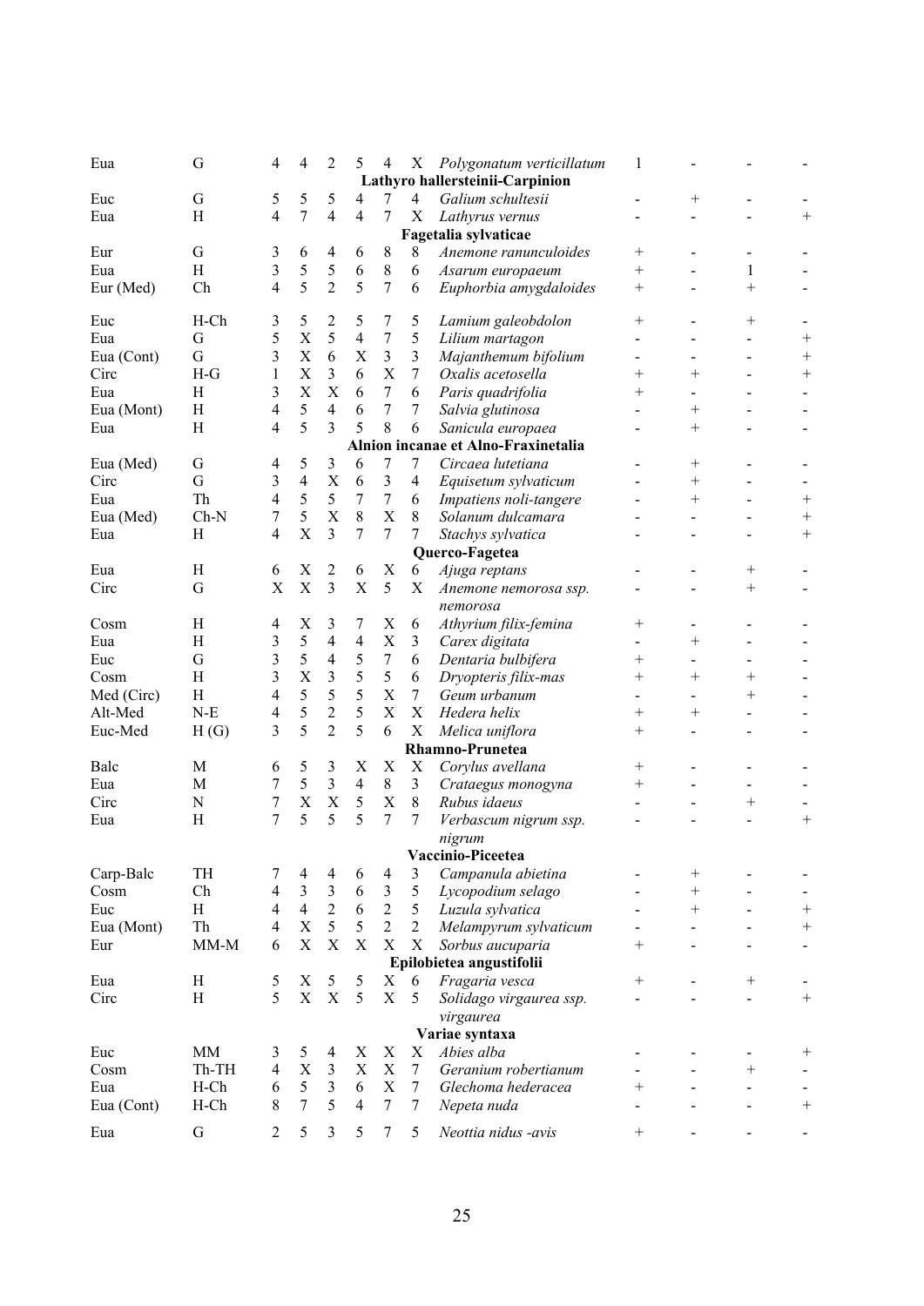| | | | | | | | | | | | | |
|---|---|---|---|---|---|---|---|---|---|---|---|---|
| Eua | G | 4 | 4 | 2 | 5 | 4 | X | *Polygonatum verticillatum* | 1 | - | - | - |
| | | | | | | | | **Lathyro hallersteinii-Carpinion** | | | | |
| Euc | G | 5 | 5 | 5 | 4 | 7 | 4 | *Galium schultesii* | - | + | - | - |
| Eua | H | 4 | 7 | 4 | 4 | 7 | X | *Lathyrus vernus* | - | - | - | + |
| | | | | | | | | **Fagetalia sylvaticae** | | | | |
| Eur | G | 3 | 6 | 4 | 6 | 8 | 8 | *Anemone ranunculoides* | + | - | - | - |
| Eua | H | 3 | 5 | 5 | 6 | 8 | 6 | *Asarum europaeum* | + | - | 1 | - |
| Eur (Med) | Ch | 4 | 5 | 2 | 5 | 7 | 6 | *Euphorbia amygdaloides* | + | - | + | - |
| Euc | H-Ch | 3 | 5 | 2 | 5 | 7 | 5 | *Lamium galeobdolon* | + | - | + | - |
| Eua | G | 5 | X | 5 | 4 | 7 | 5 | *Lilium martagon* | - | - | - | + |
| Eua (Cont) | G | 3 | X | 6 | X | 3 | 3 | *Majanthemum bifolium* | - | - | - | + |
| Circ | H-G | 1 | X | 3 | 6 | X | 7 | *Oxalis acetosella* | + | + | - | + |
| Eua | H | 3 | X | X | 6 | 7 | 6 | *Paris quadrifolia* | + | - | - | - |
| Eua (Mont) | H | 4 | 5 | 4 | 6 | 7 | 7 | *Salvia glutinosa* | - | + | - | - |
| Eua | H | 4 | 5 | 3 | 5 | 8 | 6 | *Sanicula europaea* | - | + | - | - |
| | | | | | | | | **Alnion incanae et Alno-Fraxinetalia** | | | | |
| Eua (Med) | G | 4 | 5 | 3 | 6 | 7 | 7 | *Circaea lutetiana* | - | + | - | - |
| Circ | G | 3 | 4 | X | 6 | 3 | 4 | *Equisetum sylvaticum* | - | + | - | - |
| Eua | Th | 4 | 5 | 5 | 7 | 7 | 6 | *Impatiens noli-tangere* | - | + | - | + |
| Eua (Med) | Ch-N | 7 | 5 | X | 8 | X | 8 | *Solanum dulcamara* | - | - | - | + |
| Eua | H | 4 | X | 3 | 7 | 7 | 7 | *Stachys sylvatica* | - | - | - | + |
| | | | | | | | | **Querco-Fagetea** | | | | |
| Eua | H | 6 | X | 2 | 6 | X | 6 | *Ajuga reptans* | - | - | + | - |
| Circ | G | X | X | 3 | X | 5 | X | *Anemone nemorosa ssp. nemorosa* | - | - | + | - |
| Cosm | H | 4 | X | 3 | 7 | X | 6 | *Athyrium filix-femina* | + | - | - | - |
| Eua | H | 3 | 5 | 4 | 4 | X | 3 | *Carex digitata* | - | + | - | - |
| Euc | G | 3 | 5 | 4 | 5 | 7 | 6 | *Dentaria bulbifera* | + | - | - | - |
| Cosm | H | 3 | X | 3 | 5 | 5 | 6 | *Dryopteris filix-mas* | + | + | + | - |
| Med (Circ) | H | 4 | 5 | 5 | 5 | X | 7 | *Geum urbanum* | - | - | + | - |
| Alt-Med | N-E | 4 | 5 | 2 | 5 | X | X | *Hedera helix* | + | + | - | - |
| Euc-Med | H (G) | 3 | 5 | 2 | 5 | 6 | X | *Melica uniflora* | + | - | - | - |
| | | | | | | | | **Rhamno-Prunetea** | | | | |
| Balc | M | 6 | 5 | 3 | X | X | X | *Corylus avellana* | + | - | - | - |
| Eua | M | 7 | 5 | 3 | 4 | 8 | 3 | *Crataegus monogyna* | + | - | - | - |
| Circ | N | 7 | X | X | 5 | X | 8 | *Rubus idaeus* | - | - | + | - |
| Eua | H | 7 | 5 | 5 | 5 | 7 | 7 | *Verbascum nigrum ssp. nigrum* | - | - | - | + |
| | | | | | | | | **Vaccinio-Piceetea** | | | | |
| Carp-Balc | TH | 7 | 4 | 4 | 6 | 4 | 3 | *Campanula abietina* | - | + | - | - |
| Cosm | Ch | 4 | 3 | 3 | 6 | 3 | 5 | *Lycopodium selago* | - | + | - | - |
| Euc | H | 4 | 4 | 2 | 6 | 2 | 5 | *Luzula sylvatica* | - | + | - | + |
| Eua (Mont) | Th | 4 | X | 5 | 5 | 2 | 2 | *Melampyrum sylvaticum* | - | - | - | + |
| Eur | MM-M | 6 | X | X | X | X | X | *Sorbus aucuparia* | + | - | - | - |
| | | | | | | | | **Epilobietea angustifolii** | | | | |
| Eua | H | 5 | X | 5 | 5 | X | 6 | *Fragaria vesca* | + | - | + | - |
| Circ | H | 5 | X | X | 5 | X | 5 | *Solidago virgaurea ssp. virgaurea* | - | - | - | + |
| | | | | | | | | **Variae syntaxa** | | | | |
| Euc | MM | 3 | 5 | 4 | X | X | X | *Abies alba* | - | - | - | + |
| Cosm | Th-TH | 4 | X | 3 | X | X | 7 | *Geranium robertianum* | - | - | + | - |
| Eua | H-Ch | 6 | 5 | 3 | 6 | X | 7 | *Glechoma hederacea* | + | - | - | - |
| Eua (Cont) | H-Ch | 8 | 7 | 5 | 4 | 7 | 7 | *Nepeta nuda* | - | - | - | + |
| Eua | G | 2 | 5 | 3 | 5 | 7 | 5 | *Neottia nidus -avis* | + | - | - | - |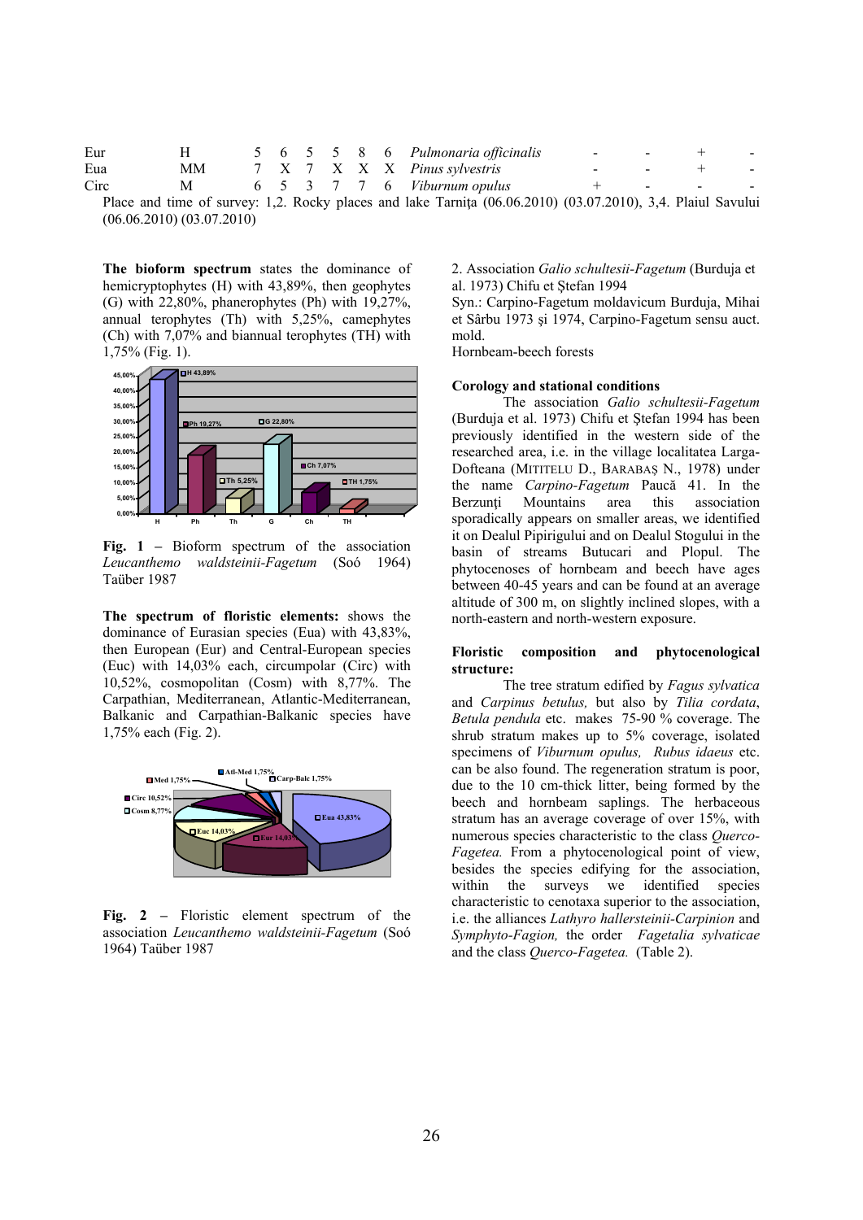| Eur | H | 5 | 6 | 5 | 5 | 8 | 6 | *Pulmonaria officinalis* | - | - | + | - |
|---|---|---|---|---|---|---|---|---|---|---|---|---|
| Eua | MM | 7 | X | 7 | X | X | X | *Pinus sylvestris* | - | - | + | - |
| Circ | M | 6 | 5 | 3 | 7 | 7 | 6 | *Viburnum opulus* | + | - | - | - |

Place and time of survey: 1,2. Rocky places and lake Tarniţa (06.06.2010) (03.07.2010), 3,4. Plaiul Savului (06.06.2010) (03.07.2010)

**The bioform spectrum** states the dominance of hemicryptophytes (H) with 43,89%, then geophytes (G) with 22,80%, phanerophytes (Ph) with 19,27%, annual terophytes (Th) with 5,25%, camephytes (Ch) with 7,07% and biannual terophytes (TH) with 1,75% (Fig. 1).

**Fig. 1** – Bioform spectrum of the association *Leucanthemo waldsteinii-Fagetum* (Soó 1964) Taüber 1987

**The spectrum of floristic elements:** shows the dominance of Eurasian species (Eua) with 43,83%, then European (Eur) and Central-European species (Euc) with 14,03% each, circumpolar (Circ) with 10,52%, cosmopolitan (Cosm) with 8,77%. The Carpathian, Mediterranean, Atlantic-Mediterranean, Balkanic and Carpathian-Balkanic species have 1,75% each (Fig. 2).

**Fig. 2** – Floristic element spectrum of the association *Leucanthemo waldsteinii-Fagetum* (Soó 1964) Taüber 1987

2. Association *Galio schultesii-Fagetum* (Burduja et al. 1973) Chifu et Ştefan 1994
Syn.: Carpino-Fagetum moldavicum Burduja, Mihai et Sârbu 1973 şi 1974, Carpino-Fagetum sensu auct. mold.
Hornbeam-beech forests

**Corology and stational conditions**

The association *Galio schultesii-Fagetum* (Burduja et al. 1973) Chifu et Ştefan 1994 has been previously identified in the western side of the researched area, i.e. in the village localitatea Larga-Dofteana (MITITELU D., BARABAŞ N., 1978) under the name *Carpino-Fagetum* Paucă 41. In the Berzunţi Mountains area this association sporadically appears on smaller areas, we identified it on Dealul Pipirigului and on Dealul Stogului in the basin of streams Butucari and Plopul. The phytocenoses of hornbeam and beech have ages between 40-45 years and can be found at an average altitude of 300 m, on slightly inclined slopes, with a north-eastern and north-western exposure.

**Floristic composition and phytocenological structure:**

The tree stratum edified by *Fagus sylvatica* and *Carpinus betulus,* but also by *Tilia cordata*, *Betula pendula* etc. makes 75-90 % coverage. The shrub stratum makes up to 5% coverage, isolated specimens of *Viburnum opulus, Rubus idaeus* etc. can be also found. The regeneration stratum is poor, due to the 10 cm-thick litter, being formed by the beech and hornbeam saplings. The herbaceous stratum has an average coverage of over 15%, with numerous species characteristic to the class *Querco-Fagetea.* From a phytocenological point of view, besides the species edifying for the association, within the surveys we identified species characteristic to cenotaxa superior to the association, i.e. the alliances *Lathyro hallersteinii-Carpinion* and *Symphyto-Fagion,* the order *Fagetalia sylvaticae* and the class *Querco-Fagetea.* (Table 2).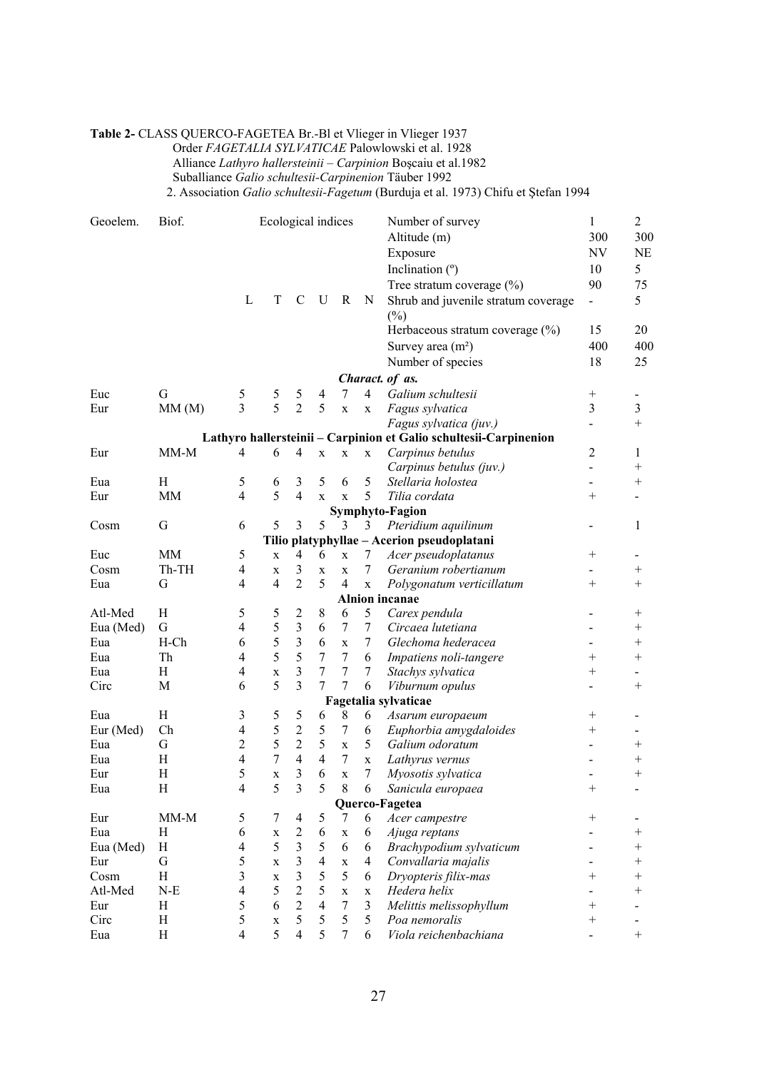**Table 2-** CLASS QUERCO-FAGETEA Br.-Bl et Vlieger in Vlieger 1937
Order *FAGETALIA SYLVATICAE* Palowlowski et al. 1928
Alliance *Lathyro hallersteinii – Carpinion* Boşcaiu et al.1982
Suballiance *Galio schultesii-Carpinenion* Täuber 1992
2. Association *Galio schultesii-Fagetum* (Burduja et al. 1973) Chifu et Ştefan 1994

| Geoelem. | Biof. | Ecological indices | | | | | | Number of survey | 1 | 2 |
|---|---|---|---|---|---|---|---|---|---|---|
| | | | | | | | | Altitude (m) | 300 | 300 |
| | | | | | | | | Exposure | NV | NE |
| | | | | | | | | Inclination (º) | 10 | 5 |
| | | | | | | | | Tree stratum coverage (%) | 90 | 75 |
| | | L | T | C | U | R | N | Shrub and juvenile stratum coverage (%) | - | 5 |
| | | | | | | | | Herbaceous stratum coverage (%) | 15 | 20 |
| | | | | | | | | Survey area (m²) | 400 | 400 |
| | | | | | | | | Number of species | 18 | 25 |
| | | | | | | | | ***Charact. of as.*** | | |
| Euc | G | 5 | 5 | 5 | 4 | 7 | 4 | *Galium schultesii* | + | - |
| Eur | MM (M) | 3 | 5 | 2 | 5 | x | x | *Fagus sylvatica* | 3 | 3 |
| | | | | | | | | *Fagus sylvatica (juv.)* | - | + |
| | | | | | | | | **Lathyro hallersteinii – Carpinion et Galio schultesii-Carpinenion** | | |
| Eur | MM-M | 4 | 6 | 4 | x | x | x | *Carpinus betulus* | 2 | 1 |
| | | | | | | | | *Carpinus betulus (juv.)* | - | + |
| Eua | H | 5 | 6 | 3 | 5 | 6 | 5 | *Stellaria holostea* | - | + |
| Eur | MM | 4 | 5 | 4 | x | x | 5 | *Tilia cordata* | + | - |
| | | | | | | | | **Symphyto-Fagion** | | |
| Cosm | G | 6 | 5 | 3 | 5 | 3 | 3 | *Pteridium aquilinum* | - | 1 |
| | | | | | | | | **Tilio platyphyllae – Acerion pseudoplatani** | | |
| Euc | MM | 5 | x | 4 | 6 | x | 7 | *Acer pseudoplatanus* | + | - |
| Cosm | Th-TH | 4 | x | 3 | x | x | 7 | *Geranium robertianum* | - | + |
| Eua | G | 4 | 4 | 2 | 5 | 4 | x | *Polygonatum verticillatum* | + | + |
| | | | | | | | | **Alnion incanae** | | |
| Atl-Med | H | 5 | 5 | 2 | 8 | 6 | 5 | *Carex pendula* | - | + |
| Eua (Med) | G | 4 | 5 | 3 | 6 | 7 | 7 | *Circaea lutetiana* | - | + |
| Eua | H-Ch | 6 | 5 | 3 | 6 | x | 7 | *Glechoma hederacea* | - | + |
| Eua | Th | 4 | 5 | 5 | 7 | 7 | 6 | *Impatiens noli-tangere* | + | + |
| Eua | H | 4 | x | 3 | 7 | 7 | 7 | *Stachys sylvatica* | + | - |
| Circ | M | 6 | 5 | 3 | 7 | 7 | 6 | *Viburnum opulus* | - | + |
| | | | | | | | | **Fagetalia sylvaticae** | | |
| Eua | H | 3 | 5 | 5 | 6 | 8 | 6 | *Asarum europaeum* | + | - |
| Eur (Med) | Ch | 4 | 5 | 2 | 5 | 7 | 6 | *Euphorbia amygdaloides* | + | - |
| Eua | G | 2 | 5 | 2 | 5 | x | 5 | *Galium odoratum* | - | + |
| Eua | H | 4 | 7 | 4 | 4 | 7 | x | *Lathyrus vernus* | - | + |
| Eur | H | 5 | x | 3 | 6 | x | 7 | *Myosotis sylvatica* | - | + |
| Eua | H | 4 | 5 | 3 | 5 | 8 | 6 | *Sanicula europaea* | + | - |
| | | | | | | | | **Querco-Fagetea** | | |
| Eur | MM-M | 5 | 7 | 4 | 5 | 7 | 6 | *Acer campestre* | + | - |
| Eua | H | 6 | x | 2 | 6 | x | 6 | *Ajuga reptans* | - | + |
| Eua (Med) | H | 4 | 5 | 3 | 5 | 6 | 6 | *Brachypodium sylvaticum* | - | + |
| Eur | G | 5 | x | 3 | 4 | x | 4 | *Convallaria majalis* | - | + |
| Cosm | H | 3 | x | 3 | 5 | 5 | 6 | *Dryopteris filix-mas* | + | + |
| Atl-Med | N-E | 4 | 5 | 2 | 5 | x | x | *Hedera helix* | - | + |
| Eur | H | 5 | 6 | 2 | 4 | 7 | 3 | *Melittis melissophyllum* | + | - |
| Circ | H | 5 | x | 5 | 5 | 5 | 5 | *Poa nemoralis* | + | - |
| Eua | H | 4 | 5 | 4 | 5 | 7 | 6 | *Viola reichenbachiana* | - | + |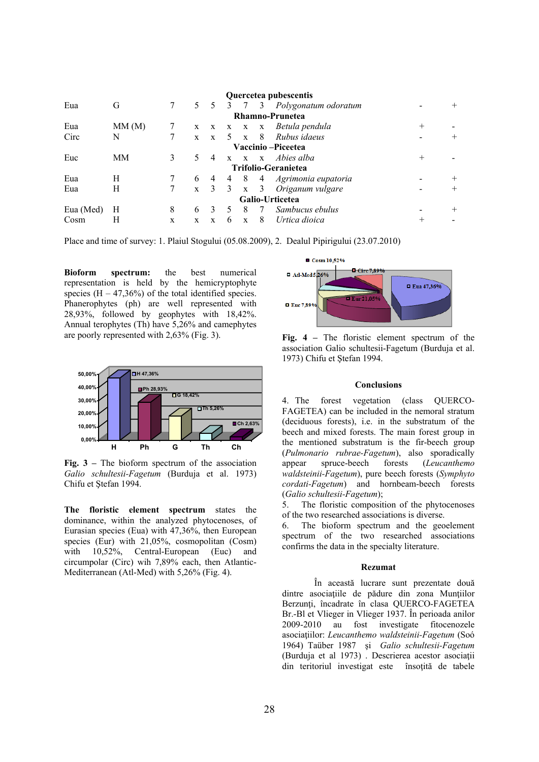| | | | | | | | | | | |
|---|---|---|---|---|---|---|---|---|---|---|
| | | | | | | **Quercetea pubescentis** | | | | |
| Eua | G | 7 | 5 | 5 | 3 | 7 | 3 | *Polygonatum odoratum* | - | + |
| | | | | | | **Rhamno-Prunetea** | | | | |
| Eua | MM (M) | 7 | x | x | x | x | x | *Betula pendula* | + | - |
| Circ | N | 7 | x | x | 5 | x | 8 | *Rubus idaeus* | - | + |
| | | | | | | **Vaccinio –Piceetea** | | | | |
| Euc | MM | 3 | 5 | 4 | x | x | x | *Abies alba* | + | - |
| | | | | | | **Trifolio-Geranietea** | | | | |
| Eua | H | 7 | 6 | 4 | 4 | 8 | 4 | *Agrimonia eupatoria* | - | + |
| Eua | H | 7 | x | 3 | 3 | x | 3 | *Origanum vulgare* | - | + |
| | | | | | | **Galio-Urticetea** | | | | |
| Eua (Med) | H | 8 | 6 | 3 | 5 | 8 | 7 | *Sambucus ebulus* | - | + |
| Cosm | H | x | x | x | 6 | x | 8 | *Urtica dioica* | + | - |

Place and time of survey: 1. Plaiul Stogului (05.08.2009), 2. Dealul Pipirigului (23.07.2010)

**Bioform spectrum:** the best numerical representation is held by the hemicryptophyte species (H – 47,36%) of the total identified species. Phanerophytes (ph) are well represented with 28,93%, followed by geophytes with 18,42%. Annual terophytes (Th) have 5,26% and camephytes are poorly represented with 2,63% (Fig. 3).

**Fig. 3 –** The bioform spectrum of the association *Galio schultesii-Fagetum* (Burduja et al. 1973) Chifu et Ştefan 1994.

**The floristic element spectrum** states the dominance, within the analyzed phytocenoses, of Eurasian species (Eua) with 47,36%, then European species (Eur) with 21,05%, cosmopolitan (Cosm) with 10,52%, Central-European (Euc) and circumpolar (Circ) wih 7,89% each, then Atlantic-Mediterranean (Atl-Med) with 5,26% (Fig. 4).

**Fig. 4 –** The floristic element spectrum of the association Galio schultesii-Fagetum (Burduja et al. 1973) Chifu et Ştefan 1994.

### Conclusions

4. The forest vegetation (class QUERCO-FAGETEA) can be included in the nemoral stratum (deciduous forests), i.e. in the substratum of the beech and mixed forests. The main forest group in the mentioned substratum is the fir-beech group (*Pulmonario rubrae-Fagetum*), also sporadically appear spruce-beech forests (*Leucanthemo waldsteinii-Fagetum*), pure beech forests (*Symphyto cordati-Fagetum*) and hornbeam-beech forests (*Galio schultesii-Fagetum*);
5. The floristic composition of the phytocenoses of the two researched associations is diverse.
6. The bioform spectrum and the geoelement spectrum of the two researched associations confirms the data in the specialty literature.

### Rezumat

În această lucrare sunt prezentate două dintre asociaţiile de pădure din zona Munţiilor Berzunţi, încadrate în clasa QUERCO-FAGETEA Br.-Bl et Vlieger in Vlieger 1937. În perioada anilor 2009-2010 au fost investigate fitocenozele asociaţiilor: *Leucanthemo waldsteinii-Fagetum* (Soó 1964) Taũber 1987 şi *Galio schultesii-Fagetum* (Burduja et al 1973) . Descrierea acestor asociaţii din teritoriul investigat este însoţită de tabele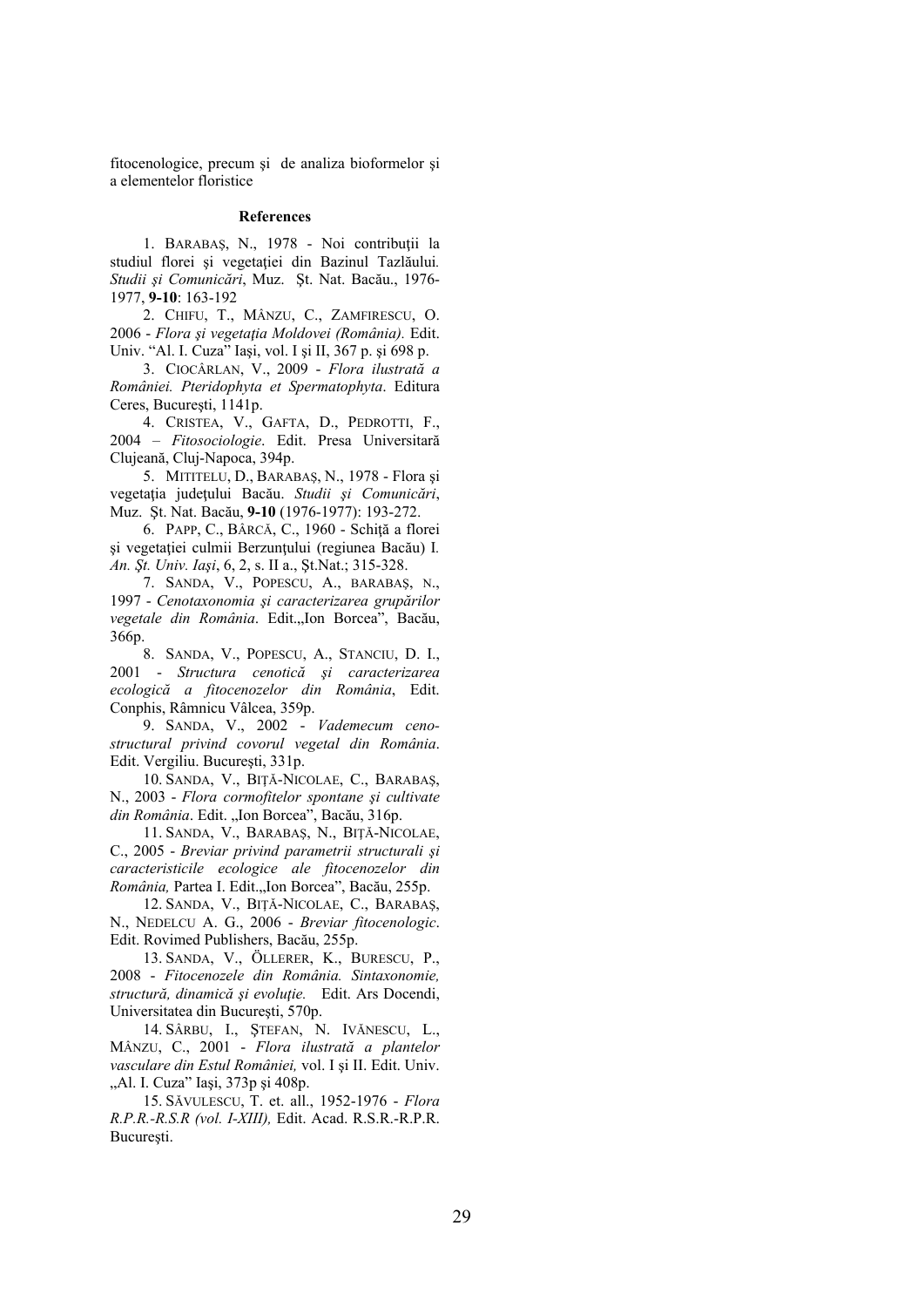fitocenologice, precum şi de analiza bioformelor şi a elementelor floristice

## References

1. BARABAŞ, N., 1978 - Noi contribuţii la studiul florei şi vegetaţiei din Bazinul Tazlăului. *Studii şi Comunicări*, Muz. Şt. Nat. Bacău., 1976-1977, **9-10**: 163-192

2. CHIFU, T., MÂNZU, C., ZAMFIRESCU, O. 2006 - *Flora şi vegetaţia Moldovei (România)*. Edit. Univ. "Al. I. Cuza" Iaşi, vol. I şi II, 367 p. şi 698 p.

3. CIOCÂRLAN, V., 2009 - *Flora ilustrată a României. Pteridophyta et Spermatophyta*. Editura Ceres, Bucureşti, 1141p.

4. CRISTEA, V., GAFTA, D., PEDROTTI, F., 2004 – *Fitosociologie*. Edit. Presa Universitară Clujeană, Cluj-Napoca, 394p.

5. MITITELU, D., BARABAŞ, N., 1978 - Flora şi vegetaţia judeţului Bacău. *Studii şi Comunicări*, Muz. Şt. Nat. Bacău, **9-10** (1976-1977): 193-272.

6. PAPP, C., BÂRCĂ, C., 1960 - Schiţă a florei şi vegetaţiei culmii Berzunţului (regiunea Bacău) I. *An. Şt. Univ. Iaşi*, 6, 2, s. II a., Şt.Nat.; 315-328.

7. SANDA, V., POPESCU, A., BARABAŞ, N., 1997 - *Cenotaxonomia şi caracterizarea grupărilor vegetale din România*. Edit.„Ion Borcea", Bacău, 366p.

8. SANDA, V., POPESCU, A., STANCIU, D. I., 2001 - *Structura cenotică şi caracterizarea ecologică a fitocenozelor din România*, Edit. Conphis, Râmnicu Vâlcea, 359p.

9. SANDA, V., 2002 - *Vademecum ceno-structural privind covorul vegetal din România*. Edit. Vergiliu. Bucureşti, 331p.

10. SANDA, V., BIŢĂ-NICOLAE, C., BARABAŞ, N., 2003 - *Flora cormofitelor spontane şi cultivate din România*. Edit. „Ion Borcea", Bacău, 316p.

11. SANDA, V., BARABAŞ, N., BIŢĂ-NICOLAE, C., 2005 - *Breviar privind parametrii structurali şi caracteristicile ecologice ale fitocenozelor din România,* Partea I. Edit.„Ion Borcea", Bacău, 255p.

12. SANDA, V., BIŢĂ-NICOLAE, C., BARABAŞ, N., NEDELCU A. G., 2006 - *Breviar fitocenologic*. Edit. Rovimed Publishers, Bacău, 255p.

13. SANDA, V., ÖLLERER, K., BURESCU, P., 2008 - *Fitocenozele din România. Sintaxonomie, structură, dinamică şi evoluţie.* Edit. Ars Docendi, Universitatea din Bucureşti, 570p.

14. SÂRBU, I., ŞTEFAN, N. IVĂNESCU, L., MÂNZU, C., 2001 - *Flora ilustrată a plantelor vasculare din Estul României,* vol. I şi II. Edit. Univ. „Al. I. Cuza" Iaşi, 373p şi 408p.

15. SĂVULESCU, T. et. all., 1952-1976 - *Flora R.P.R.-R.S.R (vol. I-XIII),* Edit. Acad. R.S.R.-R.P.R. Bucureşti.